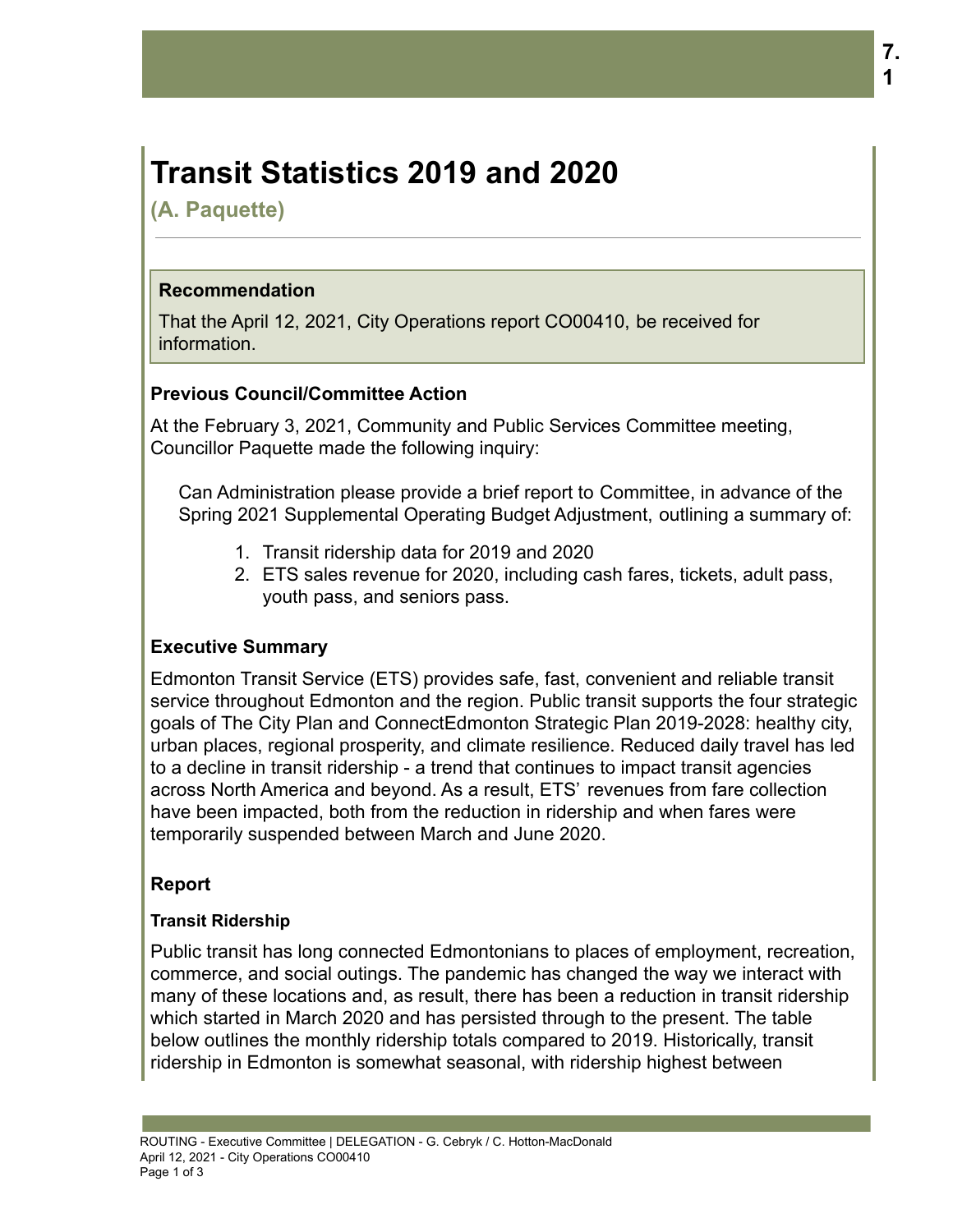# Transit Statistics 2019 and 2020

**(A. Paquette)**

> **Recommendation**
>
> That the April 12, 2021, City Operations report CO00410, be received for information.

### Previous Council/Committee Action

At the February 3, 2021, Community and Public Services Committee meeting, Councillor Paquette made the following inquiry:

> Can Administration please provide a brief report to Committee, in advance of the Spring 2021 Supplemental Operating Budget Adjustment, outlining a summary of:
>
> 1. Transit ridership data for 2019 and 2020
> 2. ETS sales revenue for 2020, including cash fares, tickets, adult pass, youth pass, and seniors pass.

### Executive Summary

Edmonton Transit Service (ETS) provides safe, fast, convenient and reliable transit service throughout Edmonton and the region. Public transit supports the four strategic goals of The City Plan and ConnectEdmonton Strategic Plan 2019-2028: healthy city, urban places, regional prosperity, and climate resilience. Reduced daily travel has led to a decline in transit ridership - a trend that continues to impact transit agencies across North America and beyond. As a result, ETS' revenues from fare collection have been impacted, both from the reduction in ridership and when fares were temporarily suspended between March and June 2020.

### Report

#### Transit Ridership

Public transit has long connected Edmontonians to places of employment, recreation, commerce, and social outings. The pandemic has changed the way we interact with many of these locations and, as result, there has been a reduction in transit ridership which started in March 2020 and has persisted through to the present. The table below outlines the monthly ridership totals compared to 2019. Historically, transit ridership in Edmonton is somewhat seasonal, with ridership highest between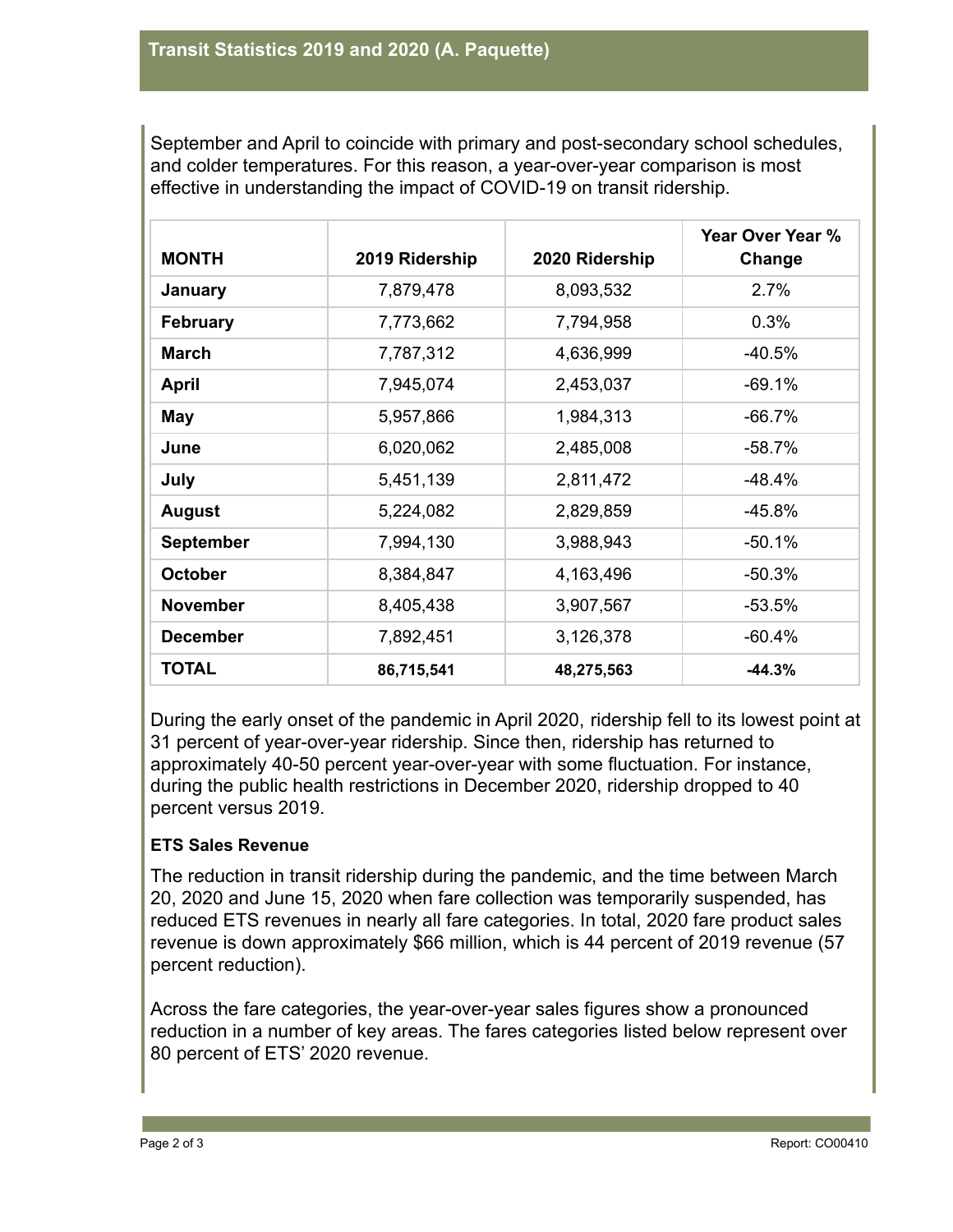September and April to coincide with primary and post-secondary school schedules, and colder temperatures. For this reason, a year-over-year comparison is most effective in understanding the impact of COVID-19 on transit ridership.

| MONTH | 2019 Ridership | 2020 Ridership | Year Over Year % Change |
|---|---|---|---|
| **January** | 7,879,478 | 8,093,532 | 2.7% |
| **February** | 7,773,662 | 7,794,958 | 0.3% |
| **March** | 7,787,312 | 4,636,999 | -40.5% |
| **April** | 7,945,074 | 2,453,037 | -69.1% |
| **May** | 5,957,866 | 1,984,313 | -66.7% |
| **June** | 6,020,062 | 2,485,008 | -58.7% |
| **July** | 5,451,139 | 2,811,472 | -48.4% |
| **August** | 5,224,082 | 2,829,859 | -45.8% |
| **September** | 7,994,130 | 3,988,943 | -50.1% |
| **October** | 8,384,847 | 4,163,496 | -50.3% |
| **November** | 8,405,438 | 3,907,567 | -53.5% |
| **December** | 7,892,451 | 3,126,378 | -60.4% |
| **TOTAL** | **86,715,541** | **48,275,563** | **-44.3%** |

During the early onset of the pandemic in April 2020, ridership fell to its lowest point at 31 percent of year-over-year ridership. Since then, ridership has returned to approximately 40-50 percent year-over-year with some fluctuation. For instance, during the public health restrictions in December 2020, ridership dropped to 40 percent versus 2019.

**ETS Sales Revenue**

The reduction in transit ridership during the pandemic, and the time between March 20, 2020 and June 15, 2020 when fare collection was temporarily suspended, has reduced ETS revenues in nearly all fare categories. In total, 2020 fare product sales revenue is down approximately $66 million, which is 44 percent of 2019 revenue (57 percent reduction).

Across the fare categories, the year-over-year sales figures show a pronounced reduction in a number of key areas. The fares categories listed below represent over 80 percent of ETS' 2020 revenue.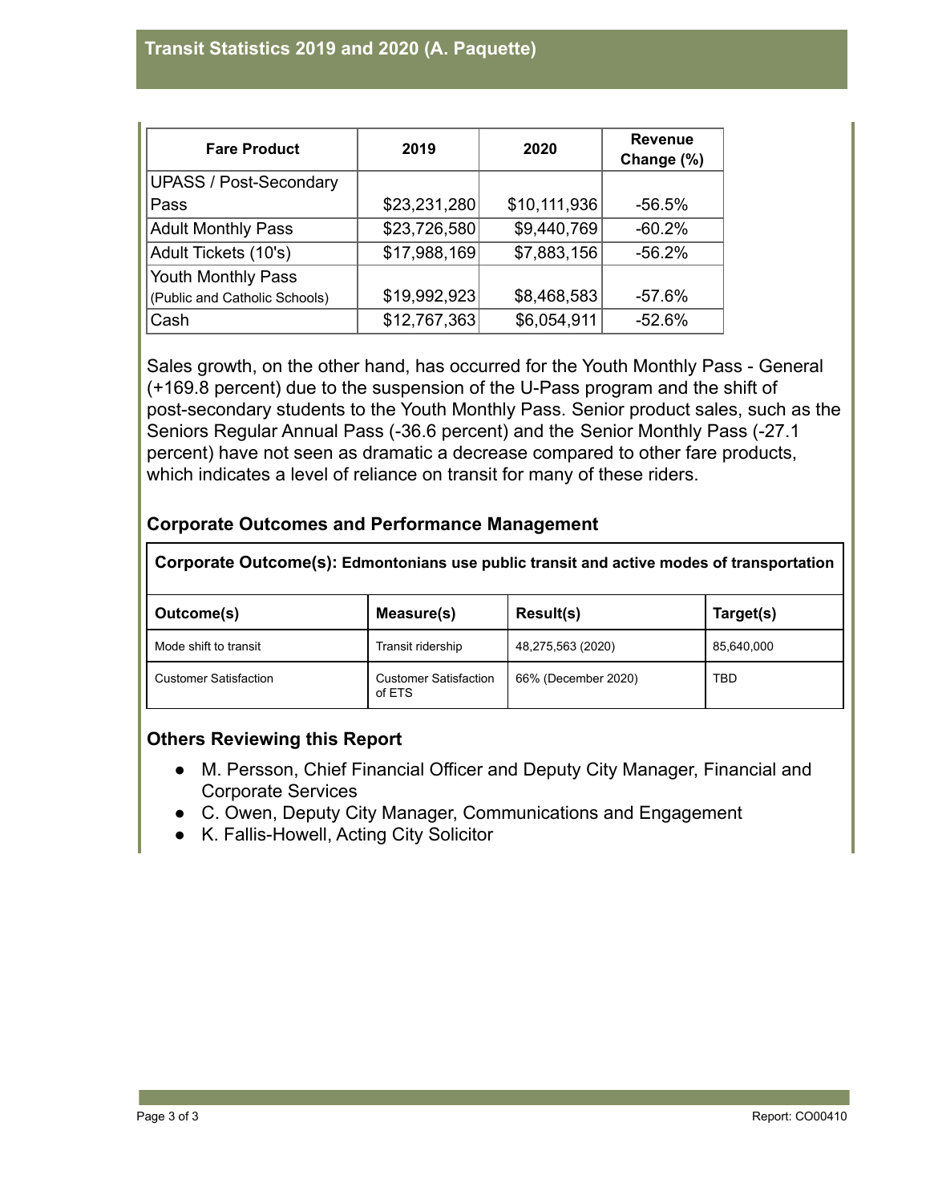## Transit Statistics 2019 and 2020 (A. Paquette)

| Fare Product | 2019 | 2020 | Revenue Change (%) |
|---|---|---|---|
| UPASS / Post-Secondary Pass | $23,231,280 | $10,111,936 | -56.5% |
| Adult Monthly Pass | $23,726,580 | $9,440,769 | -60.2% |
| Adult Tickets (10's) | $17,988,169 | $7,883,156 | -56.2% |
| Youth Monthly Pass (Public and Catholic Schools) | $19,992,923 | $8,468,583 | -57.6% |
| Cash | $12,767,363 | $6,054,911 | -52.6% |

Sales growth, on the other hand, has occurred for the Youth Monthly Pass - General (+169.8 percent) due to the suspension of the U-Pass program and the shift of post-secondary students to the Youth Monthly Pass. Senior product sales, such as the Seniors Regular Annual Pass (-36.6 percent) and the Senior Monthly Pass (-27.1 percent) have not seen as dramatic a decrease compared to other fare products, which indicates a level of reliance on transit for many of these riders.

### Corporate Outcomes and Performance Management

| Corporate Outcome(s): Edmontonians use public transit and active modes of transportation | | | |
|---|---|---|---|
| **Outcome(s)** | **Measure(s)** | **Result(s)** | **Target(s)** |
| Mode shift to transit | Transit ridership | 48,275,563 (2020) | 85,640,000 |
| Customer Satisfaction | Customer Satisfaction of ETS | 66% (December 2020) | TBD |

### Others Reviewing this Report

- M. Persson, Chief Financial Officer and Deputy City Manager, Financial and Corporate Services
- C. Owen, Deputy City Manager, Communications and Engagement
- K. Fallis-Howell, Acting City Solicitor